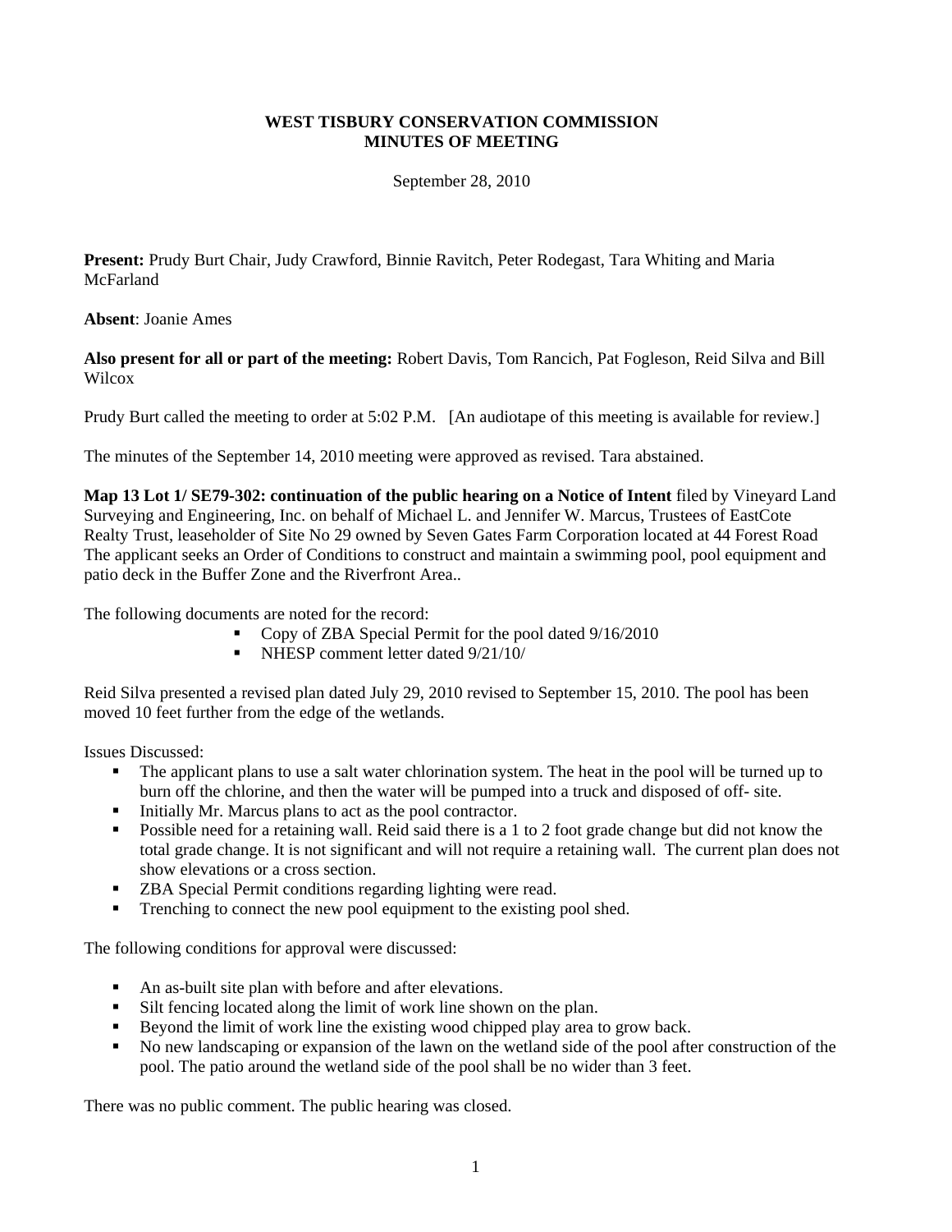**WEST TISBURY CONSERVATION COMMISSION**
**MINUTES OF MEETING**

September 28, 2010

**Present:** Prudy Burt Chair, Judy Crawford, Binnie Ravitch, Peter Rodegast, Tara Whiting and Maria McFarland

**Absent**: Joanie Ames

**Also present for all or part of the meeting:** Robert Davis, Tom Rancich, Pat Fogleson, Reid Silva and Bill Wilcox

Prudy Burt called the meeting to order at 5:02 P.M. [An audiotape of this meeting is available for review.]

The minutes of the September 14, 2010 meeting were approved as revised. Tara abstained.

**Map 13 Lot 1/ SE79-302: continuation of the public hearing on a Notice of Intent** filed by Vineyard Land Surveying and Engineering, Inc. on behalf of Michael L. and Jennifer W. Marcus, Trustees of EastCote Realty Trust, leaseholder of Site No 29 owned by Seven Gates Farm Corporation located at 44 Forest Road The applicant seeks an Order of Conditions to construct and maintain a swimming pool, pool equipment and patio deck in the Buffer Zone and the Riverfront Area..

The following documents are noted for the record:

- Copy of ZBA Special Permit for the pool dated 9/16/2010
- NHESP comment letter dated 9/21/10/

Reid Silva presented a revised plan dated July 29, 2010 revised to September 15, 2010. The pool has been moved 10 feet further from the edge of the wetlands.

Issues Discussed:

- The applicant plans to use a salt water chlorination system. The heat in the pool will be turned up to burn off the chlorine, and then the water will be pumped into a truck and disposed of off- site.
- Initially Mr. Marcus plans to act as the pool contractor.
- Possible need for a retaining wall. Reid said there is a 1 to 2 foot grade change but did not know the total grade change. It is not significant and will not require a retaining wall. The current plan does not show elevations or a cross section.
- ZBA Special Permit conditions regarding lighting were read.
- Trenching to connect the new pool equipment to the existing pool shed.

The following conditions for approval were discussed:

- An as-built site plan with before and after elevations.
- Silt fencing located along the limit of work line shown on the plan.
- Beyond the limit of work line the existing wood chipped play area to grow back.
- No new landscaping or expansion of the lawn on the wetland side of the pool after construction of the pool. The patio around the wetland side of the pool shall be no wider than 3 feet.

There was no public comment. The public hearing was closed.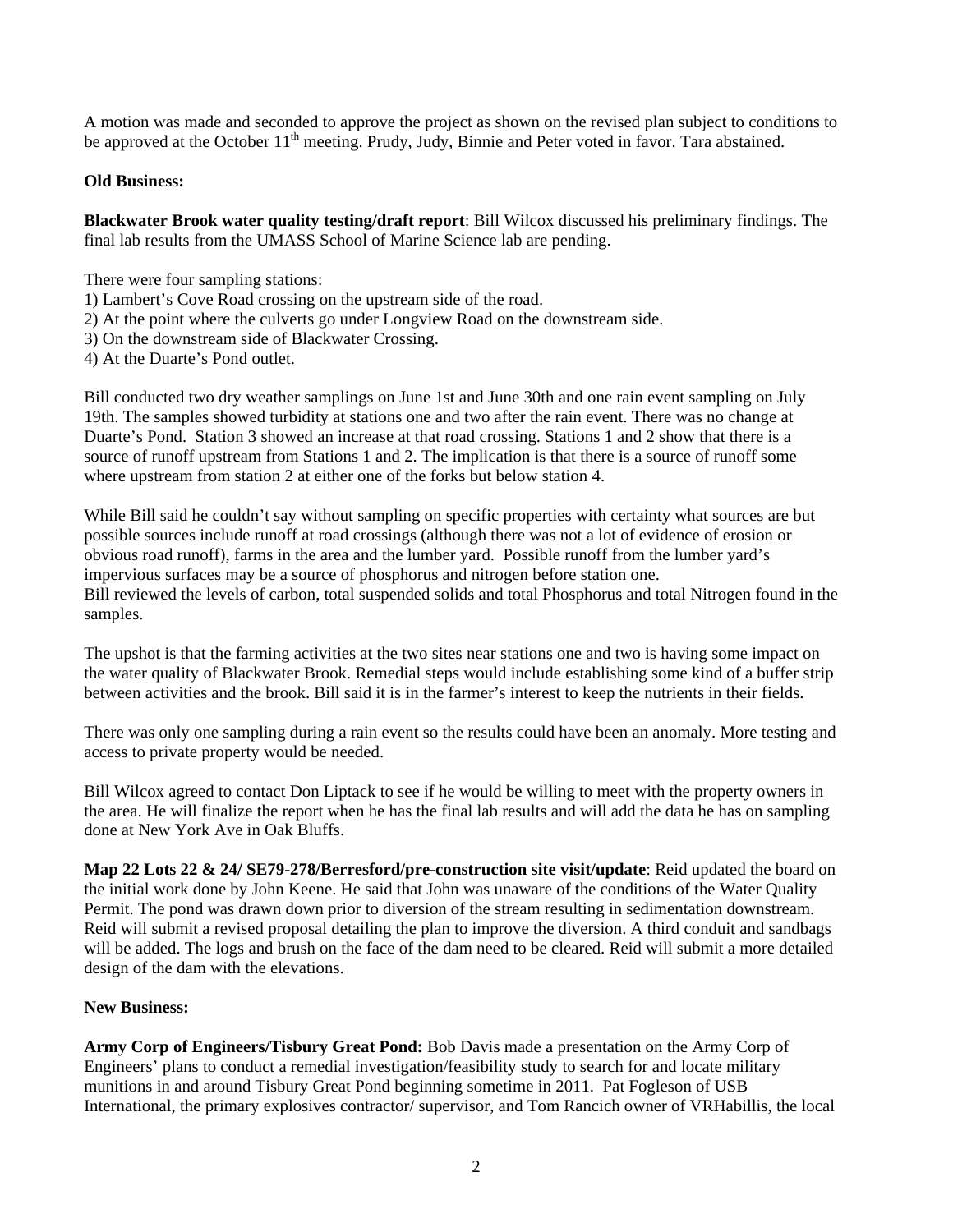A motion was made and seconded to approve the project as shown on the revised plan subject to conditions to be approved at the October 11th meeting. Prudy, Judy, Binnie and Peter voted in favor. Tara abstained.

**Old Business:**

**Blackwater Brook water quality testing/draft report**: Bill Wilcox discussed his preliminary findings. The final lab results from the UMASS School of Marine Science lab are pending.

There were four sampling stations:
1) Lambert's Cove Road crossing on the upstream side of the road.
2) At the point where the culverts go under Longview Road on the downstream side.
3) On the downstream side of Blackwater Crossing.
4) At the Duarte's Pond outlet.

Bill conducted two dry weather samplings on June 1st and June 30th and one rain event sampling on July 19th. The samples showed turbidity at stations one and two after the rain event. There was no change at Duarte's Pond. Station 3 showed an increase at that road crossing. Stations 1 and 2 show that there is a source of runoff upstream from Stations 1 and 2. The implication is that there is a source of runoff some where upstream from station 2 at either one of the forks but below station 4.

While Bill said he couldn't say without sampling on specific properties with certainty what sources are but possible sources include runoff at road crossings (although there was not a lot of evidence of erosion or obvious road runoff), farms in the area and the lumber yard. Possible runoff from the lumber yard's impervious surfaces may be a source of phosphorus and nitrogen before station one.
Bill reviewed the levels of carbon, total suspended solids and total Phosphorus and total Nitrogen found in the samples.

The upshot is that the farming activities at the two sites near stations one and two is having some impact on the water quality of Blackwater Brook. Remedial steps would include establishing some kind of a buffer strip between activities and the brook. Bill said it is in the farmer's interest to keep the nutrients in their fields.

There was only one sampling during a rain event so the results could have been an anomaly. More testing and access to private property would be needed.

Bill Wilcox agreed to contact Don Liptack to see if he would be willing to meet with the property owners in the area. He will finalize the report when he has the final lab results and will add the data he has on sampling done at New York Ave in Oak Bluffs.

**Map 22 Lots 22 & 24/ SE79-278/Berresford/pre-construction site visit/update**: Reid updated the board on the initial work done by John Keene. He said that John was unaware of the conditions of the Water Quality Permit. The pond was drawn down prior to diversion of the stream resulting in sedimentation downstream. Reid will submit a revised proposal detailing the plan to improve the diversion. A third conduit and sandbags will be added. The logs and brush on the face of the dam need to be cleared. Reid will submit a more detailed design of the dam with the elevations.

**New Business:**

**Army Corp of Engineers/Tisbury Great Pond:** Bob Davis made a presentation on the Army Corp of Engineers' plans to conduct a remedial investigation/feasibility study to search for and locate military munitions in and around Tisbury Great Pond beginning sometime in 2011. Pat Fogleson of USB International, the primary explosives contractor/ supervisor, and Tom Rancich owner of VRHabillis, the local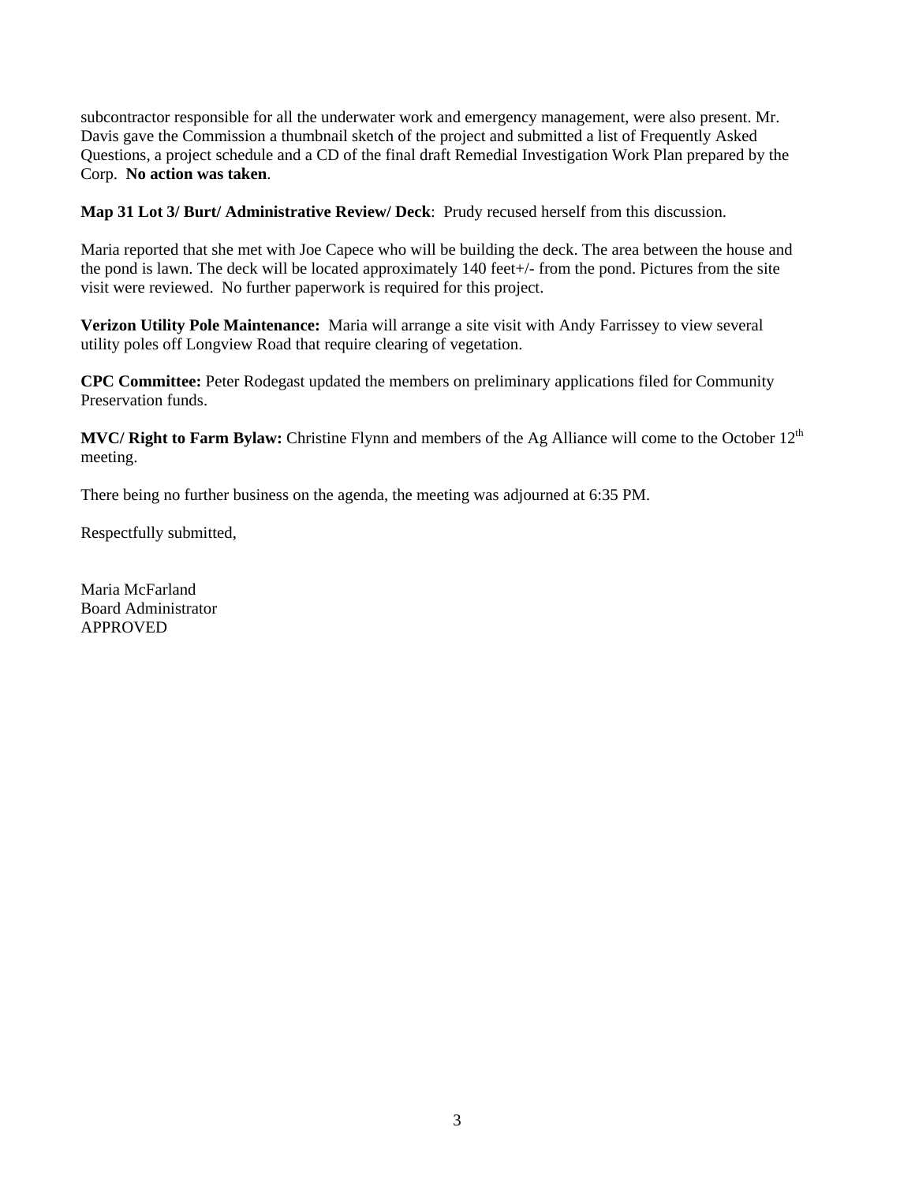subcontractor responsible for all the underwater work and emergency management, were also present. Mr. Davis gave the Commission a thumbnail sketch of the project and submitted a list of Frequently Asked Questions, a project schedule and a CD of the final draft Remedial Investigation Work Plan prepared by the Corp. **No action was taken**.

**Map 31 Lot 3/ Burt/ Administrative Review/ Deck**: Prudy recused herself from this discussion.

Maria reported that she met with Joe Capece who will be building the deck. The area between the house and the pond is lawn. The deck will be located approximately 140 feet+/- from the pond. Pictures from the site visit were reviewed. No further paperwork is required for this project.

**Verizon Utility Pole Maintenance:** Maria will arrange a site visit with Andy Farrissey to view several utility poles off Longview Road that require clearing of vegetation.

**CPC Committee:** Peter Rodegast updated the members on preliminary applications filed for Community Preservation funds.

**MVC/ Right to Farm Bylaw:** Christine Flynn and members of the Ag Alliance will come to the October 12th meeting.

There being no further business on the agenda, the meeting was adjourned at 6:35 PM.

Respectfully submitted,

Maria McFarland
Board Administrator
APPROVED